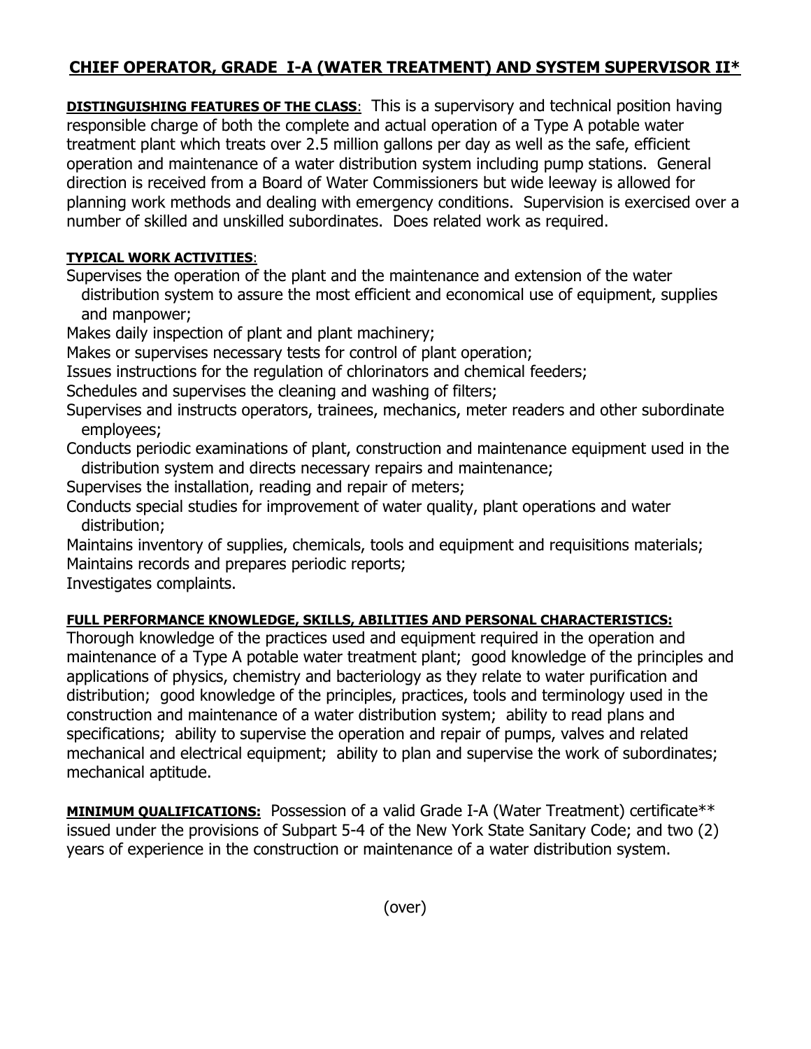# CHIEF OPERATOR, GRADE I-A (WATER TREATMENT) AND SYSTEM SUPERVISOR II*

**DISTINGUISHING FEATURES OF THE CLASS**: This is a supervisory and technical position having responsible charge of both the complete and actual operation of a Type A potable water treatment plant which treats over 2.5 million gallons per day as well as the safe, efficient operation and maintenance of a water distribution system including pump stations. General direction is received from a Board of Water Commissioners but wide leeway is allowed for planning work methods and dealing with emergency conditions. Supervision is exercised over a number of skilled and unskilled subordinates. Does related work as required.

**TYPICAL WORK ACTIVITIES**:

Supervises the operation of the plant and the maintenance and extension of the water distribution system to assure the most efficient and economical use of equipment, supplies and manpower;
Makes daily inspection of plant and plant machinery;
Makes or supervises necessary tests for control of plant operation;
Issues instructions for the regulation of chlorinators and chemical feeders;
Schedules and supervises the cleaning and washing of filters;
Supervises and instructs operators, trainees, mechanics, meter readers and other subordinate employees;
Conducts periodic examinations of plant, construction and maintenance equipment used in the distribution system and directs necessary repairs and maintenance;
Supervises the installation, reading and repair of meters;
Conducts special studies for improvement of water quality, plant operations and water distribution;
Maintains inventory of supplies, chemicals, tools and equipment and requisitions materials;
Maintains records and prepares periodic reports;
Investigates complaints.

**FULL PERFORMANCE KNOWLEDGE, SKILLS, ABILITIES AND PERSONAL CHARACTERISTICS:**
Thorough knowledge of the practices used and equipment required in the operation and maintenance of a Type A potable water treatment plant; good knowledge of the principles and applications of physics, chemistry and bacteriology as they relate to water purification and distribution; good knowledge of the principles, practices, tools and terminology used in the construction and maintenance of a water distribution system; ability to read plans and specifications; ability to supervise the operation and repair of pumps, valves and related mechanical and electrical equipment; ability to plan and supervise the work of subordinates; mechanical aptitude.

**MINIMUM QUALIFICATIONS:** Possession of a valid Grade I-A (Water Treatment) certificate** issued under the provisions of Subpart 5-4 of the New York State Sanitary Code; and two (2) years of experience in the construction or maintenance of a water distribution system.

(over)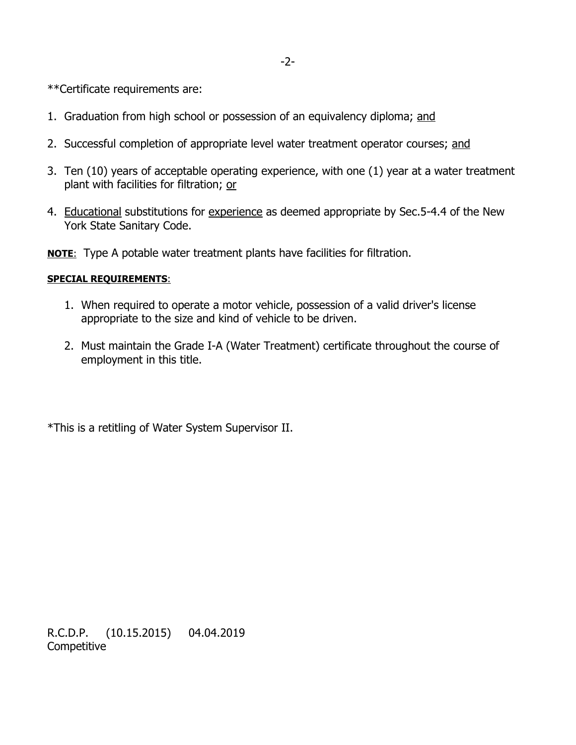**Certificate requirements are:

1. Graduation from high school or possession of an equivalency diploma; and
2. Successful completion of appropriate level water treatment operator courses; and
3. Ten (10) years of acceptable operating experience, with one (1) year at a water treatment plant with facilities for filtration; or
4. Educational substitutions for experience as deemed appropriate by Sec.5-4.4 of the New York State Sanitary Code.

**NOTE**: Type A potable water treatment plants have facilities for filtration.

**SPECIAL REQUIREMENTS**:

1. When required to operate a motor vehicle, possession of a valid driver's license appropriate to the size and kind of vehicle to be driven.
2. Must maintain the Grade I-A (Water Treatment) certificate throughout the course of employment in this title.

*This is a retitling of Water System Supervisor II.

R.C.D.P. (10.15.2015) 04.04.2019
Competitive